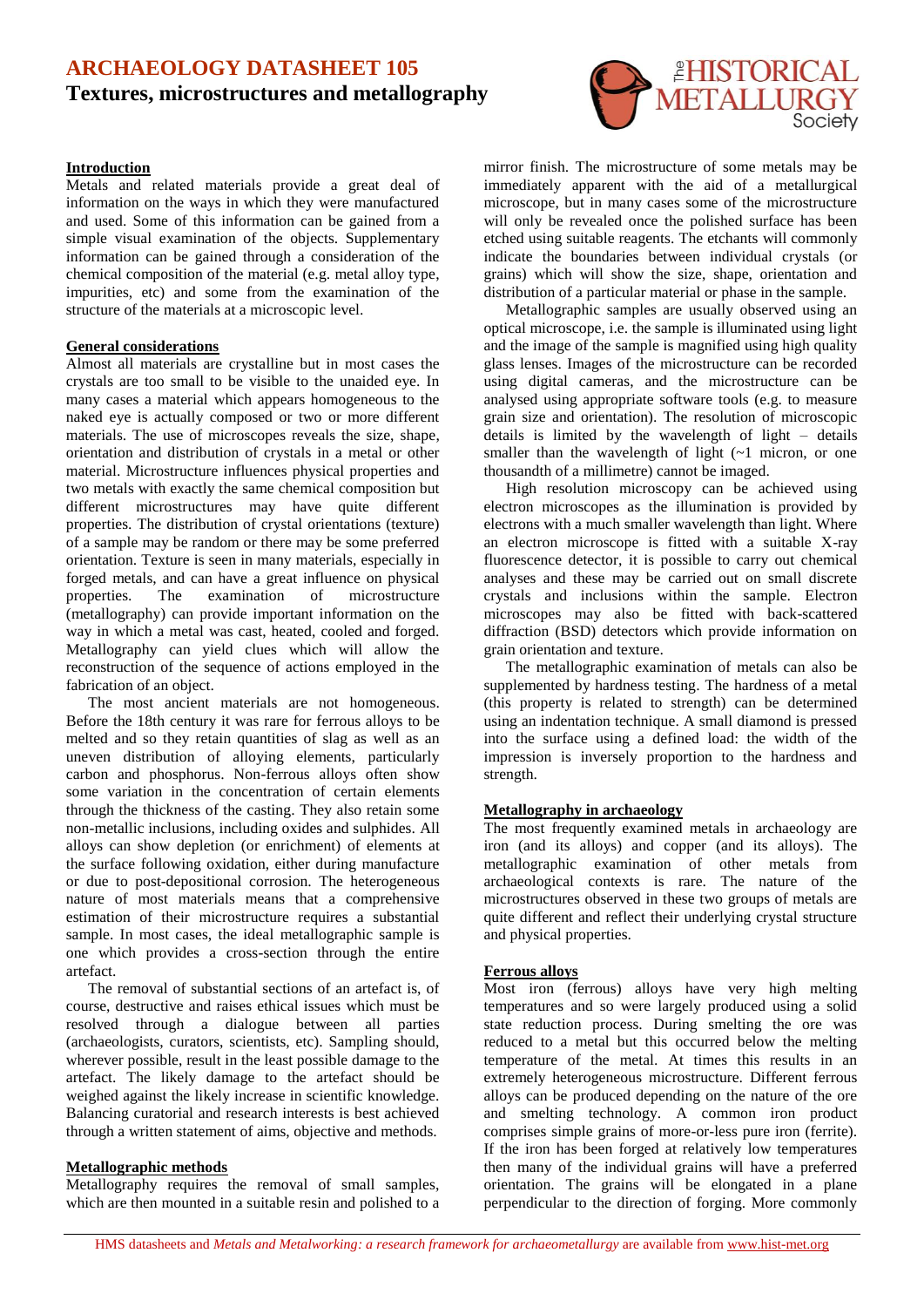# ARCHAEOLOGY DATASHEET 105

## Textures, microstructures and metallography

### Introduction

Metals and related materials provide a great deal of information on the ways in which they were manufactured and used. Some of this information can be gained from a simple visual examination of the objects. Supplementary information can be gained through a consideration of the chemical composition of the material (e.g. metal alloy type, impurities, etc) and some from the examination of the structure of the materials at a microscopic level.

### General considerations

Almost all materials are crystalline but in most cases the crystals are too small to be visible to the unaided eye. In many cases a material which appears homogeneous to the naked eye is actually composed of two or more different materials. The use of microscopes reveals the size, shape, orientation and distribution of crystals in a metal or other material. Microstructure influences physical properties and two metals with exactly the same chemical composition but different microstructures may have quite different properties. The distribution of crystal orientations (texture) of a sample may be random or there may be some preferred orientation. Texture is seen in many materials, especially in forged metals, and can have a great influence on physical properties. The examination of microstructure (metallography) can provide important information on the way in which a metal was cast, heated, cooled and forged. Metallography can yield clues which will allow the reconstruction of the sequence of actions employed in the fabrication of an object.

The most ancient materials are not homogeneous. Before the 18th century it was rare for ferrous alloys to be melted and so they retain quantities of slag as well as an uneven distribution of alloying elements, particularly carbon and phosphorus. Non-ferrous alloys often show some variation in the concentration of certain elements through the thickness of the casting. They also retain some non-metallic inclusions, including oxides and sulphides. All alloys can show depletion (or enrichment) of elements at the surface following oxidation, either during manufacture or due to post-depositional corrosion. The heterogeneous nature of most materials means that a comprehensive estimation of their microstructure requires a substantial sample. In most cases, the ideal metallographic sample is one which provides a cross-section through the entire artefact.

The removal of substantial sections of an artefact is, of course, destructive and raises ethical issues which must be resolved through a dialogue between all parties (archaeologists, curators, scientists, etc). Sampling should, wherever possible, result in the least possible damage to the artefact. The likely damage to the artefact should be weighed against the likely increase in scientific knowledge. Balancing curatorial and research interests is best achieved through a written statement of aims, objective and methods.

### Metallographic methods

Metallography requires the removal of small samples, which are then mounted in a suitable resin and polished to a mirror finish. The microstructure of some metals may be immediately apparent with the aid of a metallurgical microscope, but in many cases some of the microstructure will only be revealed once the polished surface has been etched using suitable reagents. The etchants will commonly indicate the boundaries between individual crystals (or grains) which will show the size, shape, orientation and distribution of a particular material or phase in the sample.

Metallographic samples are usually observed using an optical microscope, i.e. the sample is illuminated using light and the image of the sample is magnified using high quality glass lenses. Images of the microstructure can be recorded using digital cameras, and the microstructure can be analysed using appropriate software tools (e.g. to measure grain size and orientation). The resolution of microscopic details is limited by the wavelength of light – details smaller than the wavelength of light (~1 micron, or one thousandth of a millimetre) cannot be imaged.

High resolution microscopy can be achieved using electron microscopes as the illumination is provided by electrons with a much smaller wavelength than light. Where an electron microscope is fitted with a suitable X-ray fluorescence detector, it is possible to carry out chemical analyses and these may be carried out on small discrete crystals and inclusions within the sample. Electron microscopes may also be fitted with back-scattered diffraction (BSD) detectors which provide information on grain orientation and texture.

The metallographic examination of metals can also be supplemented by hardness testing. The hardness of a metal (this property is related to strength) can be determined using an indentation technique. A small diamond is pressed into the surface using a defined load: the width of the impression is inversely proportion to the hardness and strength.

### Metallography in archaeology

The most frequently examined metals in archaeology are iron (and its alloys) and copper (and its alloys). The metallographic examination of other metals from archaeological contexts is rare. The nature of the microstructures observed in these two groups of metals are quite different and reflect their underlying crystal structure and physical properties.

### Ferrous alloys

Most iron (ferrous) alloys have very high melting temperatures and so were largely produced using a solid state reduction process. During smelting the ore was reduced to a metal but this occurred below the melting temperature of the metal. At times this results in an extremely heterogeneous microstructure. Different ferrous alloys can be produced depending on the nature of the ore and smelting technology. A common iron product comprises simple grains of more-or-less pure iron (ferrite). If the iron has been forged at relatively low temperatures then many of the individual grains will have a preferred orientation. The grains will be elongated in a plane perpendicular to the direction of forging. More commonly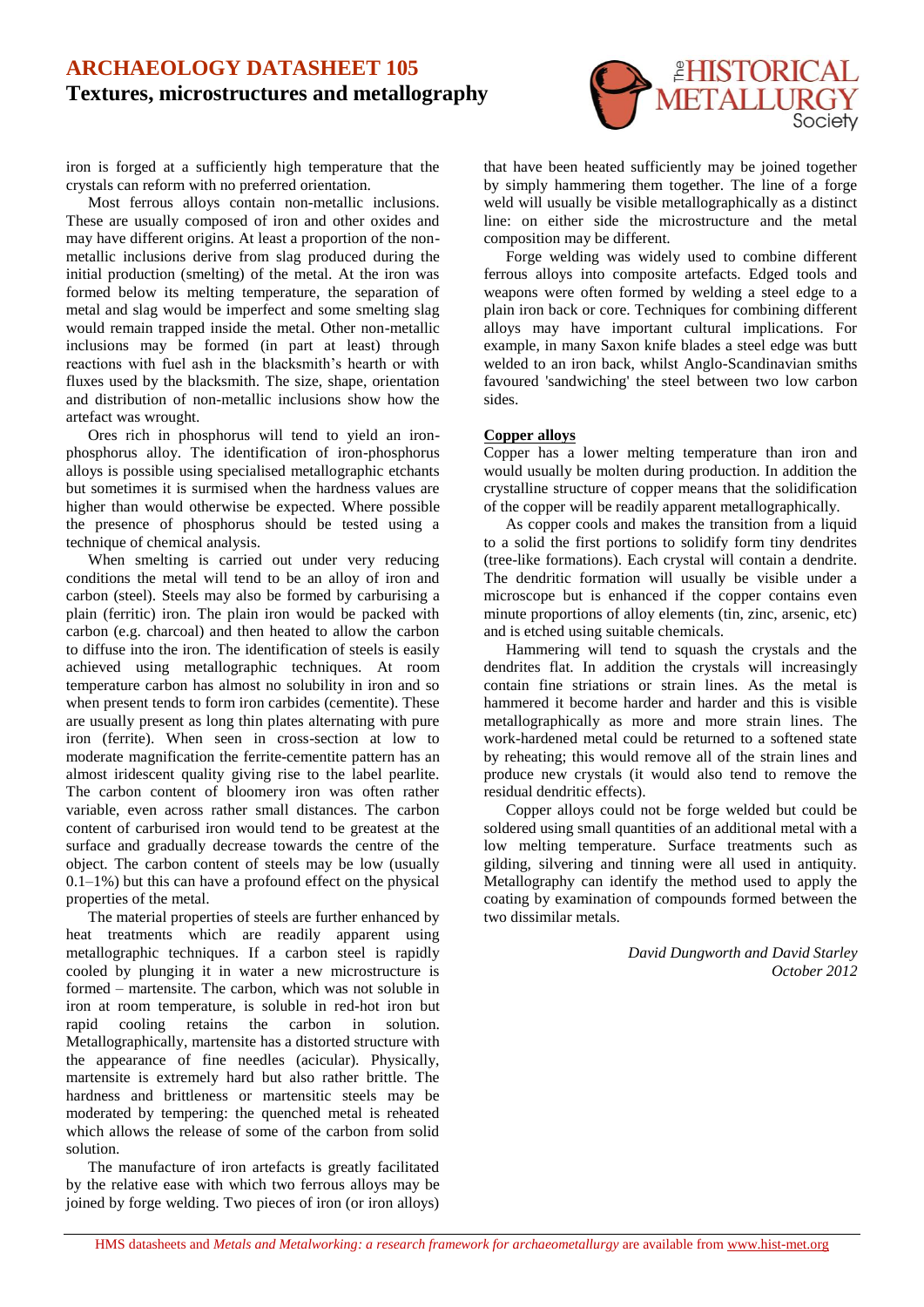iron is forged at a sufficiently high temperature that the crystals can reform with no preferred orientation.

Most ferrous alloys contain non-metallic inclusions. These are usually composed of iron and other oxides and may have different origins. At least a proportion of the non-metallic inclusions derive from slag produced during the initial production (smelting) of the metal. At the iron was formed below its melting temperature, the separation of metal and slag would be imperfect and some smelting slag would remain trapped inside the metal. Other non-metallic inclusions may be formed (in part at least) through reactions with fuel ash in the blacksmith's hearth or with fluxes used by the blacksmith. The size, shape, orientation and distribution of non-metallic inclusions show how the artefact was wrought.

Ores rich in phosphorus will tend to yield an iron-phosphorus alloy. The identification of iron-phosphorus alloys is possible using specialised metallographic etchants but sometimes it is surmised when the hardness values are higher than would otherwise be expected. Where possible the presence of phosphorus should be tested using a technique of chemical analysis.

When smelting is carried out under very reducing conditions the metal will tend to be an alloy of iron and carbon (steel). Steels may also be formed by carburising a plain (ferritic) iron. The plain iron would be packed with carbon (e.g. charcoal) and then heated to allow the carbon to diffuse into the iron. The identification of steels is easily achieved using metallographic techniques. At room temperature carbon has almost no solubility in iron and so when present tends to form iron carbides (cementite). These are usually present as long thin plates alternating with pure iron (ferrite). When seen in cross-section at low to moderate magnification the ferrite-cementite pattern has an almost iridescent quality giving rise to the label pearlite. The carbon content of bloomery iron was often rather variable, even across rather small distances. The carbon content of carburised iron would tend to be greatest at the surface and gradually decrease towards the centre of the object. The carbon content of steels may be low (usually 0.1–1%) but this can have a profound effect on the physical properties of the metal.

The material properties of steels are further enhanced by heat treatments which are readily apparent using metallographic techniques. If a carbon steel is rapidly cooled by plunging it in water a new microstructure is formed – martensite. The carbon, which was not soluble in iron at room temperature, is soluble in red-hot iron but rapid cooling retains the carbon in solution. Metallographically, martensite has a distorted structure with the appearance of fine needles (acicular). Physically, martensite is extremely hard but also rather brittle. The hardness and brittleness or martensitic steels may be moderated by tempering: the quenched metal is reheated which allows the release of some of the carbon from solid solution.

The manufacture of iron artefacts is greatly facilitated by the relative ease with which two ferrous alloys may be joined by forge welding. Two pieces of iron (or iron alloys) that have been heated sufficiently may be joined together by simply hammering them together. The line of a forge weld will usually be visible metallographically as a distinct line: on either side the microstructure and the metal composition may be different.

Forge welding was widely used to combine different ferrous alloys into composite artefacts. Edged tools and weapons were often formed by welding a steel edge to a plain iron back or core. Techniques for combining different alloys may have important cultural implications. For example, in many Saxon knife blades a steel edge was butt welded to an iron back, whilst Anglo-Scandinavian smiths favoured 'sandwiching' the steel between two low carbon sides.

## Copper alloys

Copper has a lower melting temperature than iron and would usually be molten during production. In addition the crystalline structure of copper means that the solidification of the copper will be readily apparent metallographically.

As copper cools and makes the transition from a liquid to a solid the first portions to solidify form tiny dendrites (tree-like formations). Each crystal will contain a dendrite. The dendritic formation will usually be visible under a microscope but is enhanced if the copper contains even minute proportions of alloy elements (tin, zinc, arsenic, etc) and is etched using suitable chemicals.

Hammering will tend to squash the crystals and the dendrites flat. In addition the crystals will increasingly contain fine striations or strain lines. As the metal is hammered it become harder and harder and this is visible metallographically as more and more strain lines. The work-hardened metal could be returned to a softened state by reheating; this would remove all of the strain lines and produce new crystals (it would also tend to remove the residual dendritic effects).

Copper alloys could not be forge welded but could be soldered using small quantities of an additional metal with a low melting temperature. Surface treatments such as gilding, silvering and tinning were all used in antiquity. Metallography can identify the method used to apply the coating by examination of compounds formed between the two dissimilar metals.

*David Dungworth and David Starley*
*October 2012*